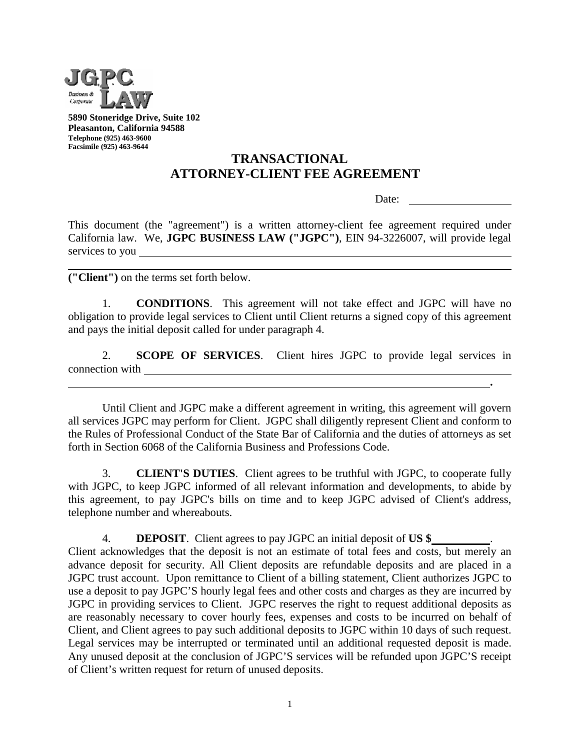JGPC LAW
Business & Corporate

**5890 Stoneridge Drive, Suite 102**
**Pleasanton, California 94588**
**Telephone (925) 463-9600**
**Facsimile (925) 463-9644**

# TRANSACTIONAL ATTORNEY-CLIENT FEE AGREEMENT

Date: ____________________

This document (the "agreement") is a written attorney-client fee agreement required under California law. We, **JGPC BUSINESS LAW ("JGPC")**, EIN 94-3226007, will provide legal services to you ______________________________________________________________

______________________________________________________________________________ **("Client")** on the terms set forth below.

1. **CONDITIONS**. This agreement will not take effect and JGPC will have no obligation to provide legal services to Client until Client returns a signed copy of this agreement and pays the initial deposit called for under paragraph 4.

2. **SCOPE OF SERVICES**. Client hires JGPC to provide legal services in connection with ______________________________________________________________

______________________________________________________________________________**.**

Until Client and JGPC make a different agreement in writing, this agreement will govern all services JGPC may perform for Client. JGPC shall diligently represent Client and conform to the Rules of Professional Conduct of the State Bar of California and the duties of attorneys as set forth in Section 6068 of the California Business and Professions Code.

3. **CLIENT'S DUTIES**. Client agrees to be truthful with JGPC, to cooperate fully with JGPC, to keep JGPC informed of all relevant information and developments, to abide by this agreement, to pay JGPC's bills on time and to keep JGPC advised of Client's address, telephone number and whereabouts.

4. **DEPOSIT**. Client agrees to pay JGPC an initial deposit of **US $**__________. Client acknowledges that the deposit is not an estimate of total fees and costs, but merely an advance deposit for security. All Client deposits are refundable deposits and are placed in a JGPC trust account. Upon remittance to Client of a billing statement, Client authorizes JGPC to use a deposit to pay JGPC'S hourly legal fees and other costs and charges as they are incurred by JGPC in providing services to Client. JGPC reserves the right to request additional deposits as are reasonably necessary to cover hourly fees, expenses and costs to be incurred on behalf of Client, and Client agrees to pay such additional deposits to JGPC within 10 days of such request. Legal services may be interrupted or terminated until an additional requested deposit is made. Any unused deposit at the conclusion of JGPC'S services will be refunded upon JGPC'S receipt of Client's written request for return of unused deposits.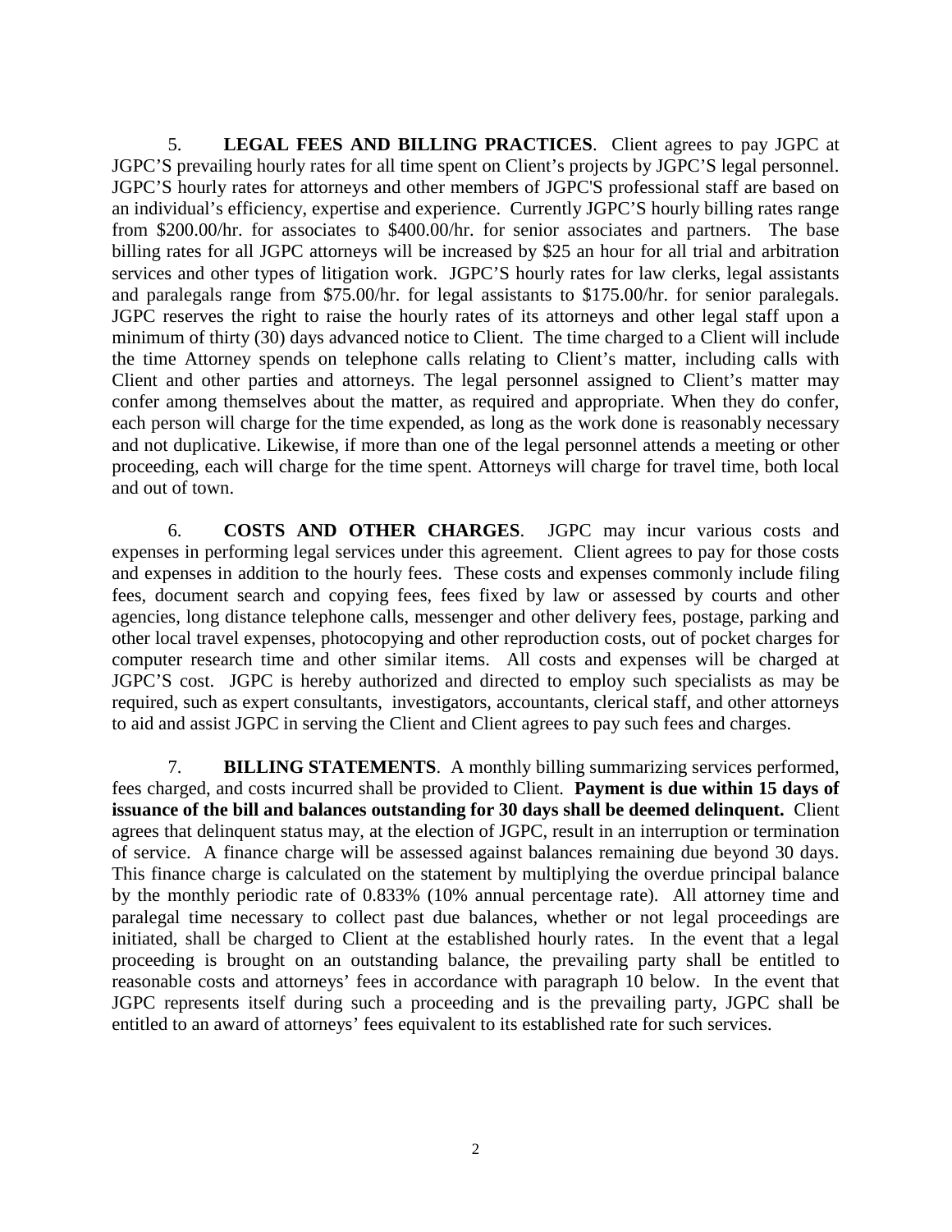5. **LEGAL FEES AND BILLING PRACTICES**. Client agrees to pay JGPC at JGPC'S prevailing hourly rates for all time spent on Client's projects by JGPC'S legal personnel. JGPC'S hourly rates for attorneys and other members of JGPC'S professional staff are based on an individual's efficiency, expertise and experience. Currently JGPC'S hourly billing rates range from $200.00/hr. for associates to $400.00/hr. for senior associates and partners. The base billing rates for all JGPC attorneys will be increased by $25 an hour for all trial and arbitration services and other types of litigation work. JGPC'S hourly rates for law clerks, legal assistants and paralegals range from $75.00/hr. for legal assistants to $175.00/hr. for senior paralegals. JGPC reserves the right to raise the hourly rates of its attorneys and other legal staff upon a minimum of thirty (30) days advanced notice to Client. The time charged to a Client will include the time Attorney spends on telephone calls relating to Client's matter, including calls with Client and other parties and attorneys. The legal personnel assigned to Client's matter may confer among themselves about the matter, as required and appropriate. When they do confer, each person will charge for the time expended, as long as the work done is reasonably necessary and not duplicative. Likewise, if more than one of the legal personnel attends a meeting or other proceeding, each will charge for the time spent. Attorneys will charge for travel time, both local and out of town.

6. **COSTS AND OTHER CHARGES**. JGPC may incur various costs and expenses in performing legal services under this agreement. Client agrees to pay for those costs and expenses in addition to the hourly fees. These costs and expenses commonly include filing fees, document search and copying fees, fees fixed by law or assessed by courts and other agencies, long distance telephone calls, messenger and other delivery fees, postage, parking and other local travel expenses, photocopying and other reproduction costs, out of pocket charges for computer research time and other similar items. All costs and expenses will be charged at JGPC'S cost. JGPC is hereby authorized and directed to employ such specialists as may be required, such as expert consultants, investigators, accountants, clerical staff, and other attorneys to aid and assist JGPC in serving the Client and Client agrees to pay such fees and charges.

7. **BILLING STATEMENTS**. A monthly billing summarizing services performed, fees charged, and costs incurred shall be provided to Client. **Payment is due within 15 days of issuance of the bill and balances outstanding for 30 days shall be deemed delinquent.** Client agrees that delinquent status may, at the election of JGPC, result in an interruption or termination of service. A finance charge will be assessed against balances remaining due beyond 30 days. This finance charge is calculated on the statement by multiplying the overdue principal balance by the monthly periodic rate of 0.833% (10% annual percentage rate). All attorney time and paralegal time necessary to collect past due balances, whether or not legal proceedings are initiated, shall be charged to Client at the established hourly rates. In the event that a legal proceeding is brought on an outstanding balance, the prevailing party shall be entitled to reasonable costs and attorneys' fees in accordance with paragraph 10 below. In the event that JGPC represents itself during such a proceeding and is the prevailing party, JGPC shall be entitled to an award of attorneys' fees equivalent to its established rate for such services.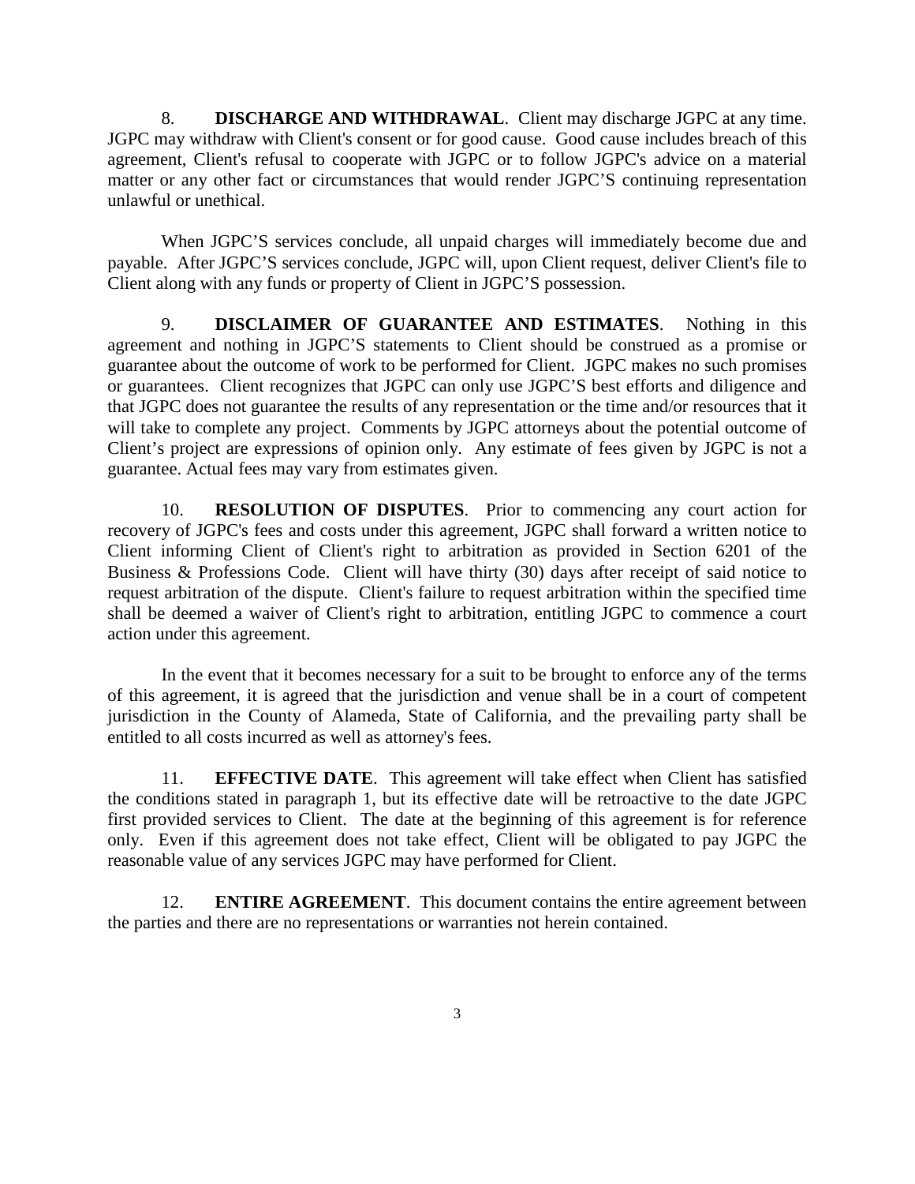8. **DISCHARGE AND WITHDRAWAL**. Client may discharge JGPC at any time. JGPC may withdraw with Client's consent or for good cause. Good cause includes breach of this agreement, Client's refusal to cooperate with JGPC or to follow JGPC's advice on a material matter or any other fact or circumstances that would render JGPC'S continuing representation unlawful or unethical.

When JGPC'S services conclude, all unpaid charges will immediately become due and payable. After JGPC'S services conclude, JGPC will, upon Client request, deliver Client's file to Client along with any funds or property of Client in JGPC'S possession.

9. **DISCLAIMER OF GUARANTEE AND ESTIMATES**. Nothing in this agreement and nothing in JGPC'S statements to Client should be construed as a promise or guarantee about the outcome of work to be performed for Client. JGPC makes no such promises or guarantees. Client recognizes that JGPC can only use JGPC'S best efforts and diligence and that JGPC does not guarantee the results of any representation or the time and/or resources that it will take to complete any project. Comments by JGPC attorneys about the potential outcome of Client's project are expressions of opinion only. Any estimate of fees given by JGPC is not a guarantee. Actual fees may vary from estimates given.

10. **RESOLUTION OF DISPUTES**. Prior to commencing any court action for recovery of JGPC's fees and costs under this agreement, JGPC shall forward a written notice to Client informing Client of Client's right to arbitration as provided in Section 6201 of the Business & Professions Code. Client will have thirty (30) days after receipt of said notice to request arbitration of the dispute. Client's failure to request arbitration within the specified time shall be deemed a waiver of Client's right to arbitration, entitling JGPC to commence a court action under this agreement.

In the event that it becomes necessary for a suit to be brought to enforce any of the terms of this agreement, it is agreed that the jurisdiction and venue shall be in a court of competent jurisdiction in the County of Alameda, State of California, and the prevailing party shall be entitled to all costs incurred as well as attorney's fees.

11. **EFFECTIVE DATE**. This agreement will take effect when Client has satisfied the conditions stated in paragraph 1, but its effective date will be retroactive to the date JGPC first provided services to Client. The date at the beginning of this agreement is for reference only. Even if this agreement does not take effect, Client will be obligated to pay JGPC the reasonable value of any services JGPC may have performed for Client.

12. **ENTIRE AGREEMENT**. This document contains the entire agreement between the parties and there are no representations or warranties not herein contained.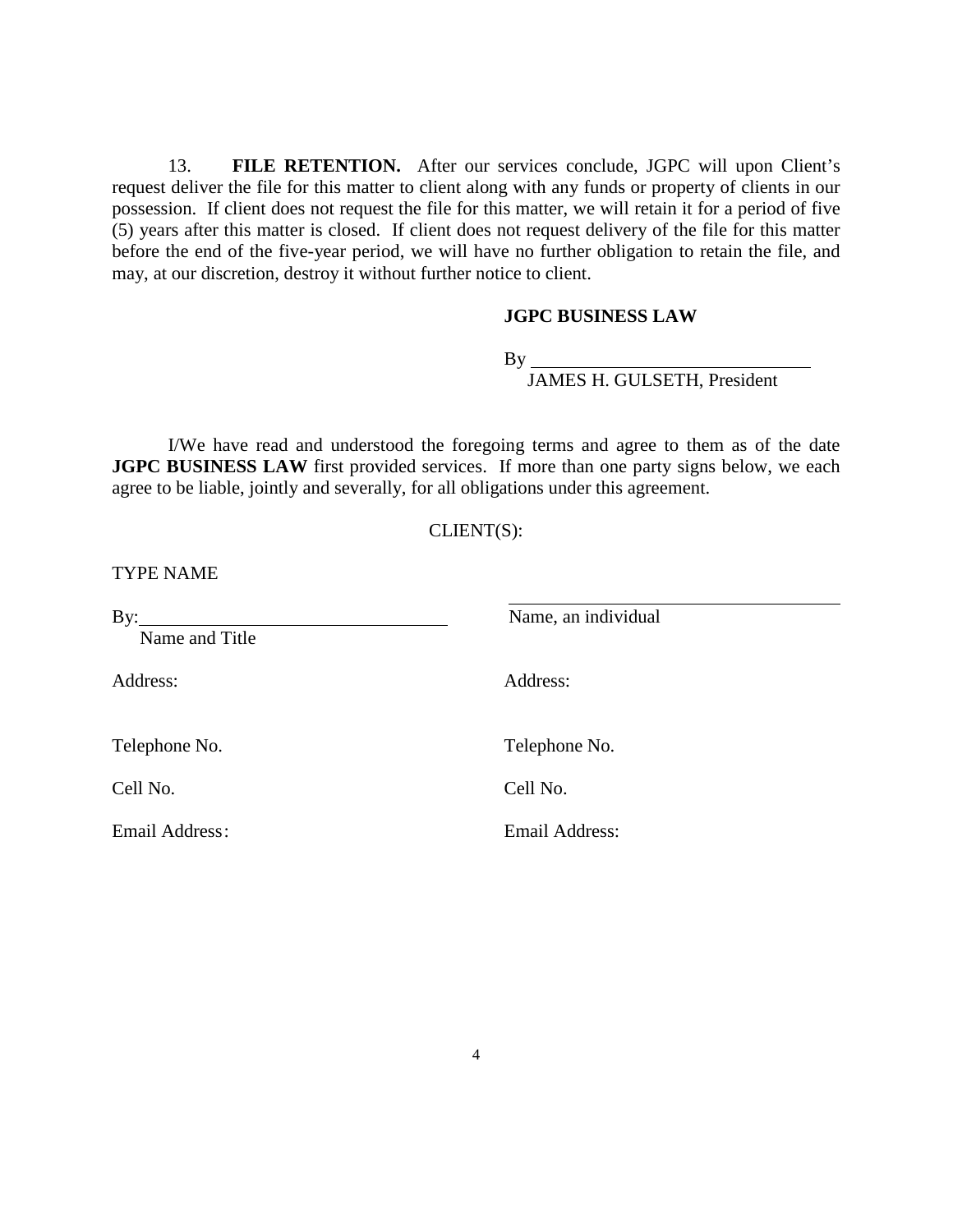13. **FILE RETENTION.** After our services conclude, JGPC will upon Client's request deliver the file for this matter to client along with any funds or property of clients in our possession. If client does not request the file for this matter, we will retain it for a period of five (5) years after this matter is closed. If client does not request delivery of the file for this matter before the end of the five-year period, we will have no further obligation to retain the file, and may, at our discretion, destroy it without further notice to client.

**JGPC BUSINESS LAW**

By ______________________________
JAMES H. GULSETH, President

I/We have read and understood the foregoing terms and agree to them as of the date **JGPC BUSINESS LAW** first provided services. If more than one party signs below, we each agree to be liable, jointly and severally, for all obligations under this agreement.

CLIENT(S):

TYPE NAME

By:______________________________
Name and Title

Address:

Telephone No.

Cell No.

Email Address:

______________________________
Name, an individual

Address:

Telephone No.

Cell No.

Email Address: